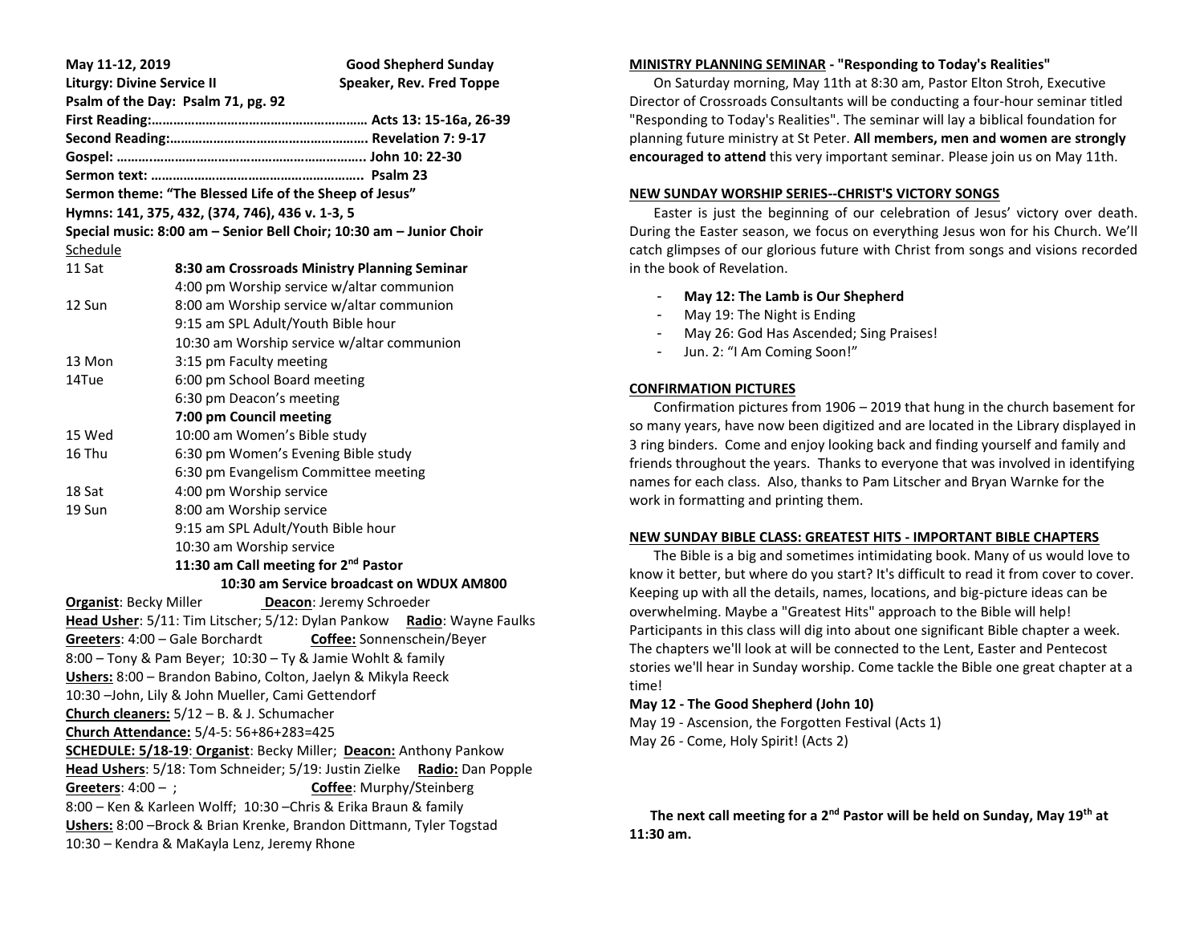**May 11-12, 2019** **Good Shepherd Sunday**
**Liturgy: Divine Service II** **Speaker, Rev. Fred Toppe**
**Psalm of the Day: Psalm 71, pg. 92**
**First Reading:………………………………………………… Acts 13: 15-16a, 26-39**
**Second Reading:……………………………………………. Revelation 7: 9-17**
**Gospel: ……..………………………………………………….. John 10: 22-30**
**Sermon text: ………………………………………………….. Psalm 23**
**Sermon theme: "The Blessed Life of the Sheep of Jesus"**
**Hymns: 141, 375, 432, (374, 746), 436 v. 1-3, 5**
**Special music: 8:00 am – Senior Bell Choir; 10:30 am – Junior Choir**

Schedule

| | |
|---|---|
| 11 Sat | **8:30 am Crossroads Ministry Planning Seminar** |
| | 4:00 pm Worship service w/altar communion |
| 12 Sun | 8:00 am Worship service w/altar communion |
| | 9:15 am SPL Adult/Youth Bible hour |
| | 10:30 am Worship service w/altar communion |
| 13 Mon | 3:15 pm Faculty meeting |
| 14Tue | 6:00 pm School Board meeting |
| | 6:30 pm Deacon's meeting |
| | **7:00 pm Council meeting** |
| 15 Wed | 10:00 am Women's Bible study |
| 16 Thu | 6:30 pm Women's Evening Bible study |
| | 6:30 pm Evangelism Committee meeting |
| 18 Sat | 4:00 pm Worship service |
| 19 Sun | 8:00 am Worship service |
| | 9:15 am SPL Adult/Youth Bible hour |
| | 10:30 am Worship service |
| | **11:30 am Call meeting for 2nd Pastor** |

**10:30 am Service broadcast on WDUX AM800**

**Organist**: Becky Miller **Deacon**: Jeremy Schroeder
**Head Usher**: 5/11: Tim Litscher; 5/12: Dylan Pankow **Radio**: Wayne Faulks
**Greeters**: 4:00 – Gale Borchardt **Coffee:** Sonnenschein/Beyer
8:00 – Tony & Pam Beyer; 10:30 – Ty & Jamie Wohlt & family
**Ushers:** 8:00 – Brandon Babino, Colton, Jaelyn & Mikyla Reeck
10:30 –John, Lily & John Mueller, Cami Gettendorf
**Church cleaners:** 5/12 – B. & J. Schumacher
**Church Attendance:** 5/4-5: 56+86+283=425
**SCHEDULE: 5/18-19**: **Organist**: Becky Miller; **Deacon:** Anthony Pankow
**Head Ushers**: 5/18: Tom Schneider; 5/19: Justin Zielke **Radio:** Dan Popple
**Greeters**: 4:00 – ; **Coffee**: Murphy/Steinberg
8:00 – Ken & Karleen Wolff; 10:30 –Chris & Erika Braun & family
**Ushers:** 8:00 –Brock & Brian Krenke, Brandon Dittmann, Tyler Togstad
10:30 – Kendra & MaKayla Lenz, Jeremy Rhone

**MINISTRY PLANNING SEMINAR - "Responding to Today's Realities"**

On Saturday morning, May 11th at 8:30 am, Pastor Elton Stroh, Executive Director of Crossroads Consultants will be conducting a four-hour seminar titled "Responding to Today's Realities". The seminar will lay a biblical foundation for planning future ministry at St Peter. **All members, men and women are strongly encouraged to attend** this very important seminar. Please join us on May 11th.

**NEW SUNDAY WORSHIP SERIES--CHRIST'S VICTORY SONGS**

Easter is just the beginning of our celebration of Jesus' victory over death. During the Easter season, we focus on everything Jesus won for his Church. We'll catch glimpses of our glorious future with Christ from songs and visions recorded in the book of Revelation.

- **May 12: The Lamb is Our Shepherd**
- May 19: The Night is Ending
- May 26: God Has Ascended; Sing Praises!
- Jun. 2: "I Am Coming Soon!"

**CONFIRMATION PICTURES**

Confirmation pictures from 1906 – 2019 that hung in the church basement for so many years, have now been digitized and are located in the Library displayed in 3 ring binders. Come and enjoy looking back and finding yourself and family and friends throughout the years. Thanks to everyone that was involved in identifying names for each class. Also, thanks to Pam Litscher and Bryan Warnke for the work in formatting and printing them.

**NEW SUNDAY BIBLE CLASS: GREATEST HITS - IMPORTANT BIBLE CHAPTERS**

The Bible is a big and sometimes intimidating book. Many of us would love to know it better, but where do you start? It's difficult to read it from cover to cover. Keeping up with all the details, names, locations, and big-picture ideas can be overwhelming. Maybe a "Greatest Hits" approach to the Bible will help! Participants in this class will dig into about one significant Bible chapter a week. The chapters we'll look at will be connected to the Lent, Easter and Pentecost stories we'll hear in Sunday worship. Come tackle the Bible one great chapter at a time!

**May 12 - The Good Shepherd (John 10)**
May 19 - Ascension, the Forgotten Festival (Acts 1)
May 26 - Come, Holy Spirit! (Acts 2)

**The next call meeting for a 2nd Pastor will be held on Sunday, May 19th at 11:30 am.**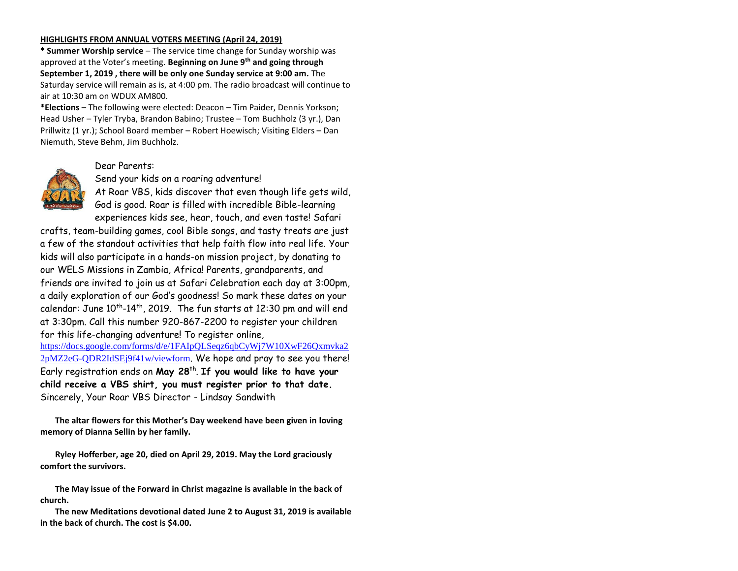**HIGHLIGHTS FROM ANNUAL VOTERS MEETING (April 24, 2019)**

*** Summer Worship service** – The service time change for Sunday worship was approved at the Voter's meeting. **Beginning on June 9th and going through September 1, 2019 , there will be only one Sunday service at 9:00 am.** The Saturday service will remain as is, at 4:00 pm. The radio broadcast will continue to air at 10:30 am on WDUX AM800.

***Elections** – The following were elected: Deacon – Tim Paider, Dennis Yorkson; Head Usher – Tyler Tryba, Brandon Babino; Trustee – Tom Buchholz (3 yr.), Dan Prillwitz (1 yr.); School Board member – Robert Hoewisch; Visiting Elders – Dan Niemuth, Steve Behm, Jim Buchholz.

Dear Parents:

Send your kids on a roaring adventure!

At Roar VBS, kids discover that even though life gets wild, God is good. Roar is filled with incredible Bible-learning experiences kids see, hear, touch, and even taste! Safari crafts, team-building games, cool Bible songs, and tasty treats are just a few of the standout activities that help faith flow into real life. Your kids will also participate in a hands-on mission project, by donating to our WELS Missions in Zambia, Africa! Parents, grandparents, and friends are invited to join us at Safari Celebration each day at 3:00pm, a daily exploration of our God's goodness! So mark these dates on your calendar: June 10th-14th, 2019. The fun starts at 12:30 pm and will end at 3:30pm. Call this number 920-867-2200 to register your children for this life-changing adventure! To register online, https://docs.google.com/forms/d/e/1FAIpQLSeqz6qbCyWj7W10XwF26Qxmvka22pMZ2eG-QDR2IdSEj9f41w/viewform. We hope and pray to see you there! Early registration ends on **May 28th**. **If you would like to have your child receive a VBS shirt, you must register prior to that date.**

Sincerely, Your Roar VBS Director - Lindsay Sandwith

**The altar flowers for this Mother's Day weekend have been given in loving memory of Dianna Sellin by her family.**

**Ryley Hofferber, age 20, died on April 29, 2019. May the Lord graciously comfort the survivors.**

**The May issue of the Forward in Christ magazine is available in the back of church.**

**The new Meditations devotional dated June 2 to August 31, 2019 is available in the back of church. The cost is $4.00.**